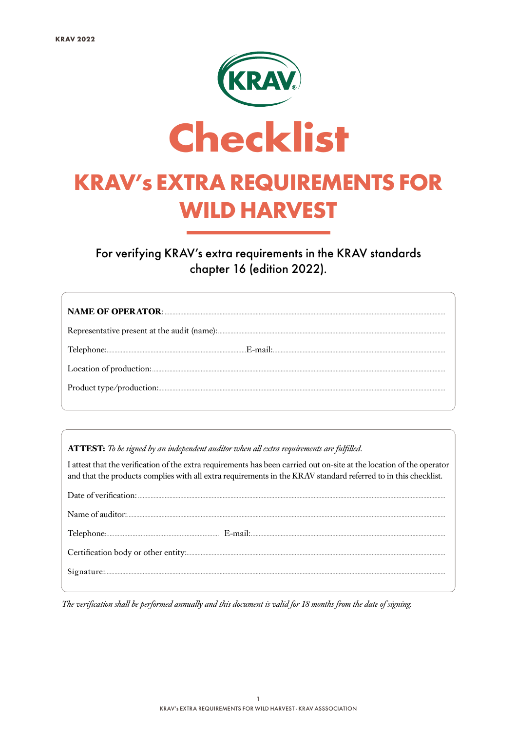# Checklist

## KRAV's EXTRA REQUIREMENTS FOR WILD HARVEST

For verifying KRAV's extra requirements in the KRAV standards chapter 16 (edition 2022).

**NAME OF OPERATOR**: ..............................

Representative present at the audit (name): ..............................

Telephone: .............................. E-mail: ..............................

Location of production: ..............................

Product type/production: ..............................

**ATTEST:** *To be signed by an independent auditor when all extra requirements are fulfilled.*

I attest that the verification of the extra requirements has been carried out on-site at the location of the operator and that the products complies with all extra requirements in the KRAV standard referred to in this checklist.

Date of verification: ..............................

Name of auditor: ..............................

Telephone: .............................. E-mail: ..............................

Certification body or other entity: ..............................

Signature: ..............................

*The verification shall be performed annually and this document is valid for 18 months from the date of signing.*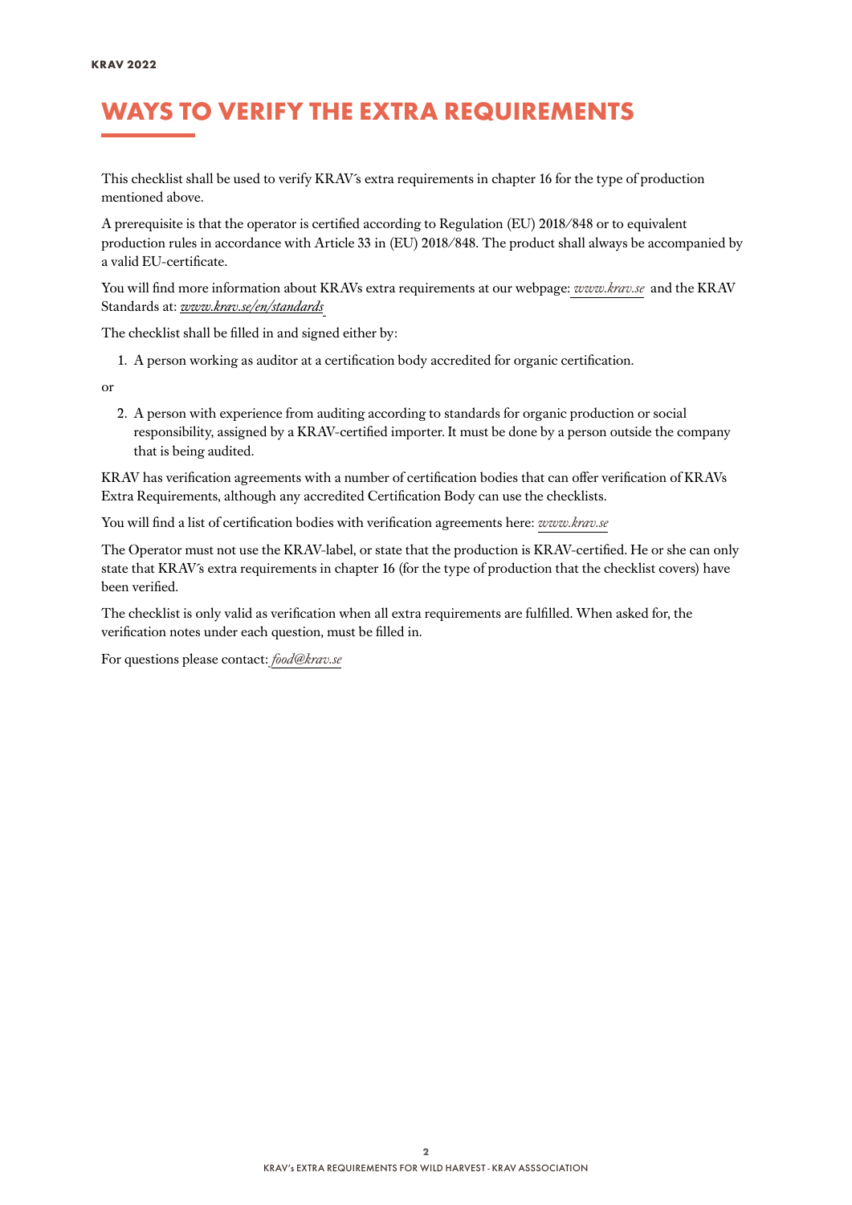# WAYS TO VERIFY THE EXTRA REQUIREMENTS

This checklist shall be used to verify KRAV´s extra requirements in chapter 16 for the type of production mentioned above.

A prerequisite is that the operator is certified according to Regulation (EU) 2018/848 or to equivalent production rules in accordance with Article 33 in (EU) 2018/848. The product shall always be accompanied by a valid EU-certificate.

You will find more information about KRAVs extra requirements at our webpage: *www.krav.se* and the KRAV Standards at: *www.krav.se/en/standards*

The checklist shall be filled in and signed either by:

1. A person working as auditor at a certification body accredited for organic certification.

or

2. A person with experience from auditing according to standards for organic production or social responsibility, assigned by a KRAV-certified importer. It must be done by a person outside the company that is being audited.

KRAV has verification agreements with a number of certification bodies that can offer verification of KRAVs Extra Requirements, although any accredited Certification Body can use the checklists.

You will find a list of certification bodies with verification agreements here: *www.krav.se*

The Operator must not use the KRAV-label, or state that the production is KRAV-certified. He or she can only state that KRAV´s extra requirements in chapter 16 (for the type of production that the checklist covers) have been verified.

The checklist is only valid as verification when all extra requirements are fulfilled. When asked for, the verification notes under each question, must be filled in.

For questions please contact: *food@krav.se*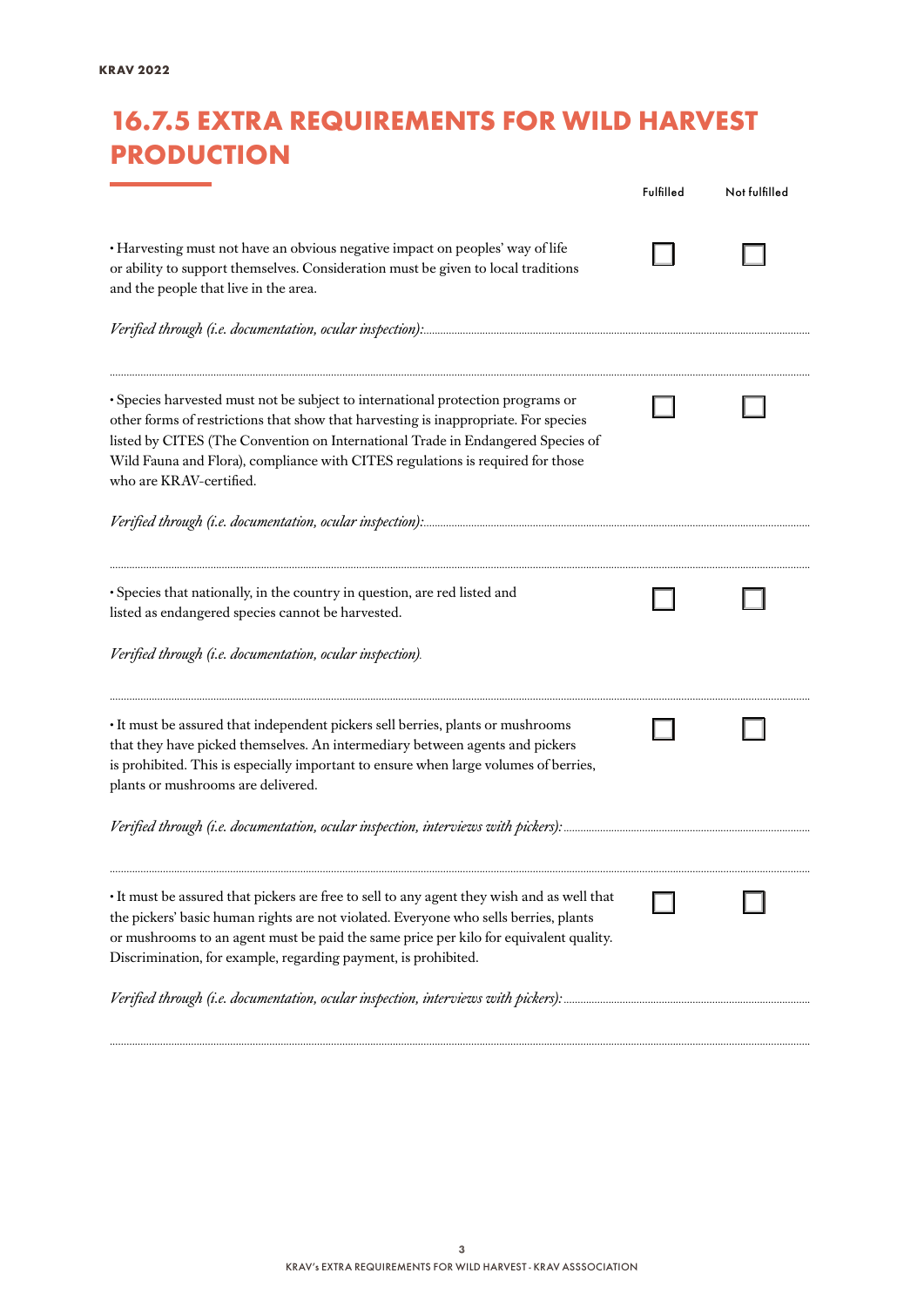# 16.7.5 EXTRA REQUIREMENTS FOR WILD HARVEST PRODUCTION

| | Fulfilled | Not fulfilled |
|---|---|---|
| • Harvesting must not have an obvious negative impact on peoples' way of life or ability to support themselves. Consideration must be given to local traditions and the people that live in the area. | ☐ | ☐ |

*Verified through (i.e. documentation, ocular inspection):*

| | Fulfilled | Not fulfilled |
|---|---|---|
| • Species harvested must not be subject to international protection programs or other forms of restrictions that show that harvesting is inappropriate. For species listed by CITES (The Convention on International Trade in Endangered Species of Wild Fauna and Flora), compliance with CITES regulations is required for those who are KRAV-certified. | ☐ | ☐ |

*Verified through (i.e. documentation, ocular inspection):*

| | Fulfilled | Not fulfilled |
|---|---|---|
| • Species that nationally, in the country in question, are red listed and listed as endangered species cannot be harvested. | ☐ | ☐ |

*Verified through (i.e. documentation, ocular inspection).*

| | Fulfilled | Not fulfilled |
|---|---|---|
| • It must be assured that independent pickers sell berries, plants or mushrooms that they have picked themselves. An intermediary between agents and pickers is prohibited. This is especially important to ensure when large volumes of berries, plants or mushrooms are delivered. | ☐ | ☐ |

*Verified through (i.e. documentation, ocular inspection, interviews with pickers):*

| | Fulfilled | Not fulfilled |
|---|---|---|
| • It must be assured that pickers are free to sell to any agent they wish and as well that the pickers' basic human rights are not violated. Everyone who sells berries, plants or mushrooms to an agent must be paid the same price per kilo for equivalent quality. Discrimination, for example, regarding payment, is prohibited. | ☐ | ☐ |

*Verified through (i.e. documentation, ocular inspection, interviews with pickers):*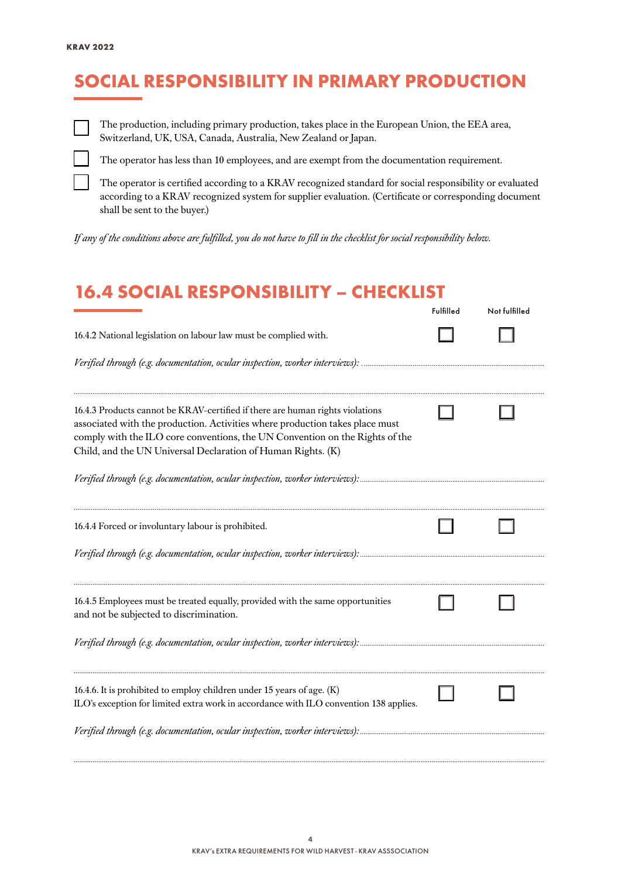# SOCIAL RESPONSIBILITY IN PRIMARY PRODUCTION

☐ The production, including primary production, takes place in the European Union, the EEA area, Switzerland, UK, USA, Canada, Australia, New Zealand or Japan.

☐ The operator has less than 10 employees, and are exempt from the documentation requirement.

☐ The operator is certified according to a KRAV recognized standard for social responsibility or evaluated according to a KRAV recognized system for supplier evaluation. (Certificate or corresponding document shall be sent to the buyer.)

*If any of the conditions above are fulfilled, you do not have to fill in the checklist for social responsibility below.*

# 16.4 SOCIAL RESPONSIBILITY – CHECKLIST

| | Fulfilled | Not fulfilled |
|---|---|---|
| 16.4.2 National legislation on labour law must be complied with. | ☐ | ☐ |
| *Verified through (e.g. documentation, ocular inspection, worker interviews):* ............ | | |
| 16.4.3 Products cannot be KRAV-certified if there are human rights violations associated with the production. Activities where production takes place must comply with the ILO core conventions, the UN Convention on the Rights of the Child, and the UN Universal Declaration of Human Rights. (K) | ☐ | ☐ |
| *Verified through (e.g. documentation, ocular inspection, worker interviews):* ............ | | |
| 16.4.4 Forced or involuntary labour is prohibited. | ☐ | ☐ |
| *Verified through (e.g. documentation, ocular inspection, worker interviews):* ............ | | |
| 16.4.5 Employees must be treated equally, provided with the same opportunities and not be subjected to discrimination. | ☐ | ☐ |
| *Verified through (e.g. documentation, ocular inspection, worker interviews):* ............ | | |
| 16.4.6. It is prohibited to employ children under 15 years of age. (K) ILO's exception for limited extra work in accordance with ILO convention 138 applies. | ☐ | ☐ |
| *Verified through (e.g. documentation, ocular inspection, worker interviews):* ............ | | |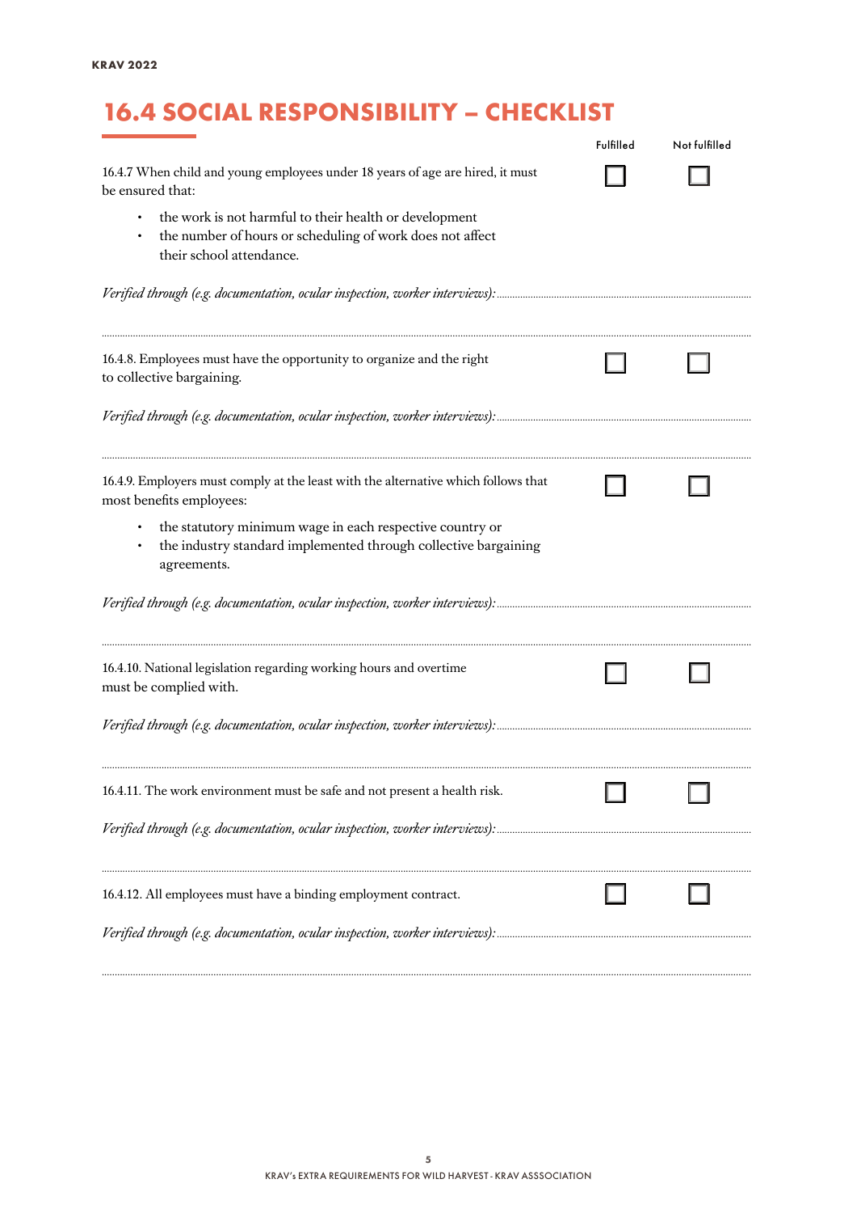# 16.4 SOCIAL RESPONSIBILITY – CHECKLIST

| | Fulfilled | Not fulfilled |
|---|---|---|
| 16.4.7 When child and young employees under 18 years of age are hired, it must be ensured that:<br>• the work is not harmful to their health or development<br>• the number of hours or scheduling of work does not affect their school attendance. | ☐ | ☐ |

*Verified through (e.g. documentation, ocular inspection, worker interviews):*

---

| | Fulfilled | Not fulfilled |
|---|---|---|
| 16.4.8. Employees must have the opportunity to organize and the right to collective bargaining. | ☐ | ☐ |

*Verified through (e.g. documentation, ocular inspection, worker interviews):*

---

| | Fulfilled | Not fulfilled |
|---|---|---|
| 16.4.9. Employers must comply at the least with the alternative which follows that most benefits employees:<br>• the statutory minimum wage in each respective country or<br>• the industry standard implemented through collective bargaining agreements. | ☐ | ☐ |

*Verified through (e.g. documentation, ocular inspection, worker interviews):*

---

| | Fulfilled | Not fulfilled |
|---|---|---|
| 16.4.10. National legislation regarding working hours and overtime must be complied with. | ☐ | ☐ |

*Verified through (e.g. documentation, ocular inspection, worker interviews):*

---

| | Fulfilled | Not fulfilled |
|---|---|---|
| 16.4.11. The work environment must be safe and not present a health risk. | ☐ | ☐ |

*Verified through (e.g. documentation, ocular inspection, worker interviews):*

---

| | Fulfilled | Not fulfilled |
|---|---|---|
| 16.4.12. All employees must have a binding employment contract. | ☐ | ☐ |

*Verified through (e.g. documentation, ocular inspection, worker interviews):*

---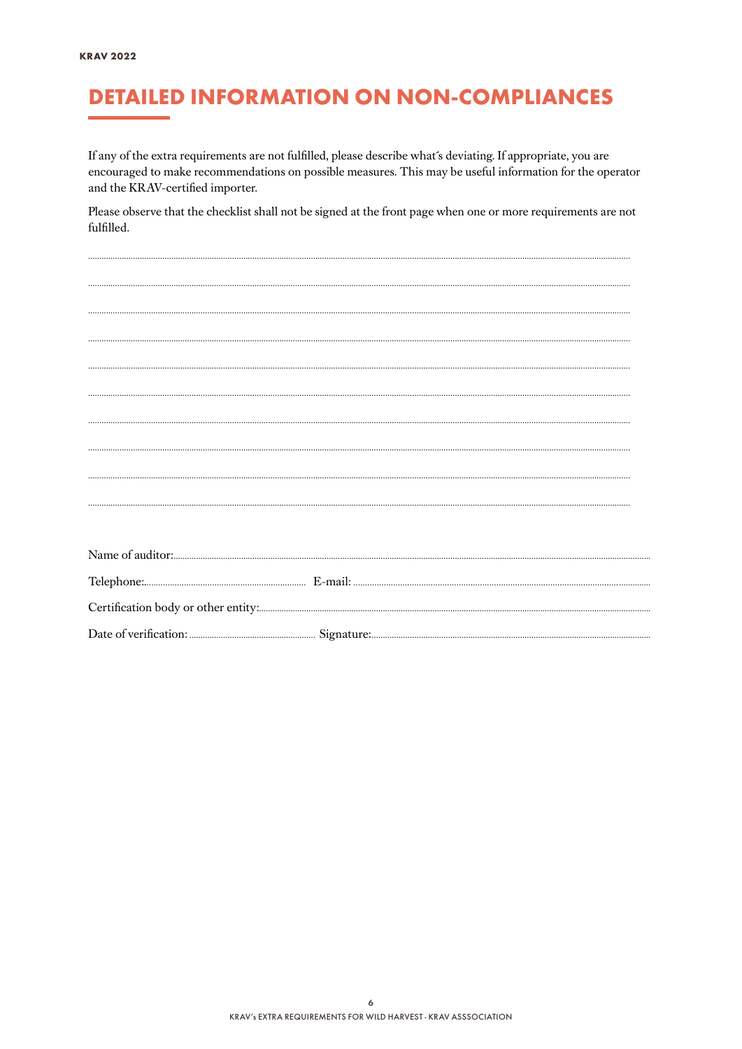# DETAILED INFORMATION ON NON-COMPLIANCES

If any of the extra requirements are not fulfilled, please describe what´s deviating. If appropriate, you are encouraged to make recommendations on possible measures. This may be useful information for the operator and the KRAV-certified importer.

Please observe that the checklist shall not be signed at the front page when one or more requirements are not fulfilled.

..........................................................................................................................................................................................

..........................................................................................................................................................................................

..........................................................................................................................................................................................

..........................................................................................................................................................................................

..........................................................................................................................................................................................

..........................................................................................................................................................................................

..........................................................................................................................................................................................

..........................................................................................................................................................................................

..........................................................................................................................................................................................

..........................................................................................................................................................................................

Name of auditor:..........................................................................................................................................................

Telephone:.......................................................... E-mail: ...................................................................................

Certification body or other entity:.............................................................................................................................

Date of verification: .................................................. Signature:.............................................................................